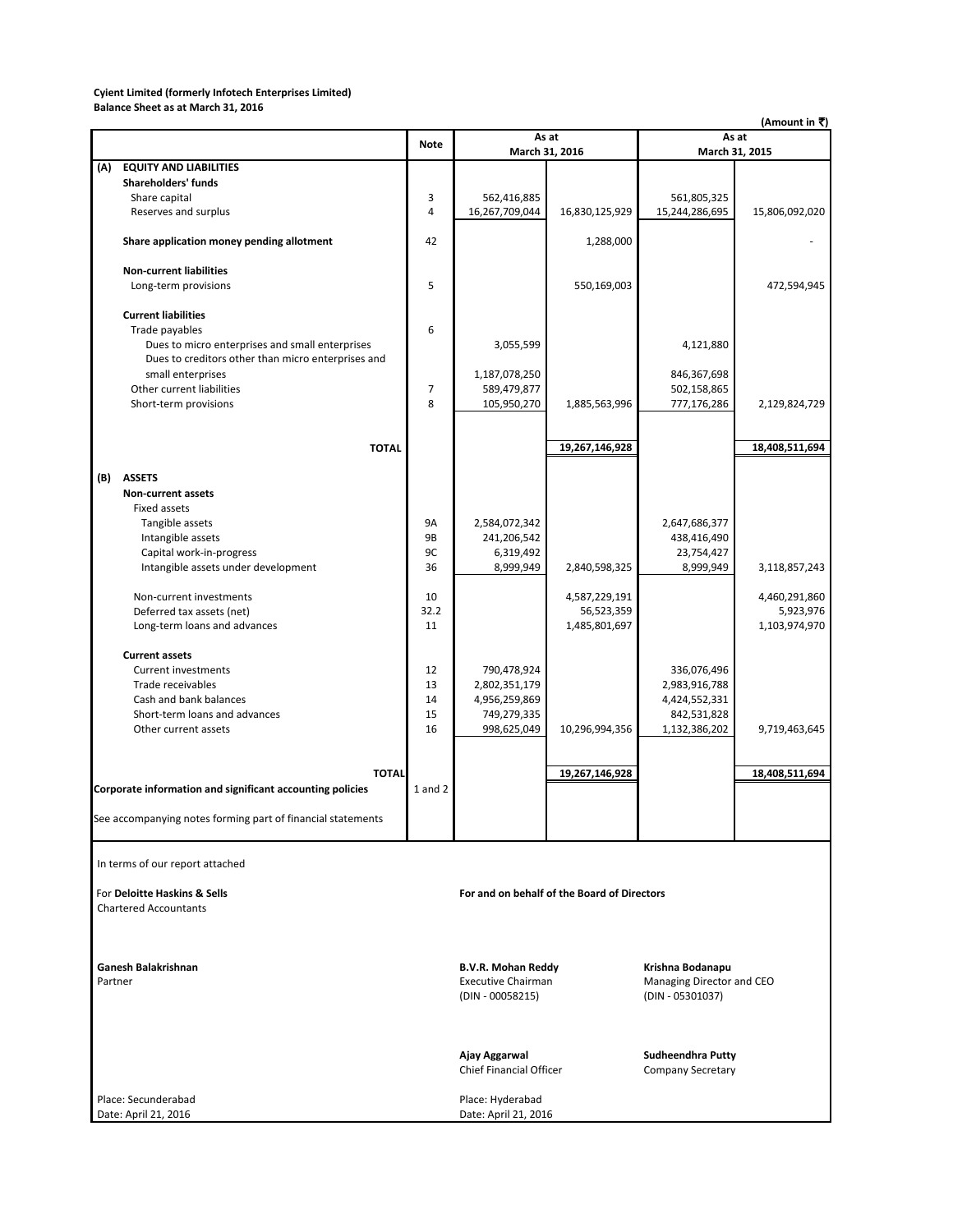**Cyient Limited (formerly Infotech Enterprises Limited)**
**Balance Sheet as at March 31, 2016**

**(Amount in ₹)**

| | | Note | As at March 31, 2016 | | As at March 31, 2015 | |
|---|---|---|---|---|---|---|
| **(A)** | **EQUITY AND LIABILITIES** | | | | | |
| | **Shareholders' funds** | | | | | |
| | Share capital | 3 | 562,416,885 | | 561,805,325 | |
| | Reserves and surplus | 4 | 16,267,709,044 | 16,830,125,929 | 15,244,286,695 | 15,806,092,020 |
| | **Share application money pending allotment** | 42 | | 1,288,000 | | - |
| | **Non-current liabilities** | | | | | |
| | Long-term provisions | 5 | | 550,169,003 | | 472,594,945 |
| | **Current liabilities** | | | | | |
| | Trade payables | 6 | | | | |
| | Dues to micro enterprises and small enterprises | | 3,055,599 | | 4,121,880 | |
| | Dues to creditors other than micro enterprises and small enterprises | | 1,187,078,250 | | 846,367,698 | |
| | Other current liabilities | 7 | 589,479,877 | | 502,158,865 | |
| | Short-term provisions | 8 | 105,950,270 | 1,885,563,996 | 777,176,286 | 2,129,824,729 |
| | **TOTAL** | | | **19,267,146,928** | | **18,408,511,694** |
| **(B)** | **ASSETS** | | | | | |
| | **Non-current assets** | | | | | |
| | Fixed assets | | | | | |
| | Tangible assets | 9A | 2,584,072,342 | | 2,647,686,377 | |
| | Intangible assets | 9B | 241,206,542 | | 438,416,490 | |
| | Capital work-in-progress | 9C | 6,319,492 | | 23,754,427 | |
| | Intangible assets under development | 36 | 8,999,949 | 2,840,598,325 | 8,999,949 | 3,118,857,243 |
| | Non-current investments | 10 | | 4,587,229,191 | | 4,460,291,860 |
| | Deferred tax assets (net) | 32.2 | | 56,523,359 | | 5,923,976 |
| | Long-term loans and advances | 11 | | 1,485,801,697 | | 1,103,974,970 |
| | **Current assets** | | | | | |
| | Current investments | 12 | 790,478,924 | | 336,076,496 | |
| | Trade receivables | 13 | 2,802,351,179 | | 2,983,916,788 | |
| | Cash and bank balances | 14 | 4,956,259,869 | | 4,424,552,331 | |
| | Short-term loans and advances | 15 | 749,279,335 | | 842,531,828 | |
| | Other current assets | 16 | 998,625,049 | 10,296,994,356 | 1,132,386,202 | 9,719,463,645 |
| | **TOTAL** | | | **19,267,146,928** | | **18,408,511,694** |
| **Corporate information and significant accounting policies** | | 1 and 2 | | | | |
| See accompanying notes forming part of financial statements | | | | | | |

In terms of our report attached

For **Deloitte Haskins & Sells**
Chartered Accountants

**For and on behalf of the Board of Directors**

**Ganesh Balakrishnan**
Partner

**B.V.R. Mohan Reddy**
Executive Chairman
(DIN - 00058215)

**Krishna Bodanapu**
Managing Director and CEO
(DIN - 05301037)

**Ajay Aggarwal**
Chief Financial Officer

**Sudheendhra Putty**
Company Secretary

Place: Secunderabad
Date: April 21, 2016

Place: Hyderabad
Date: April 21, 2016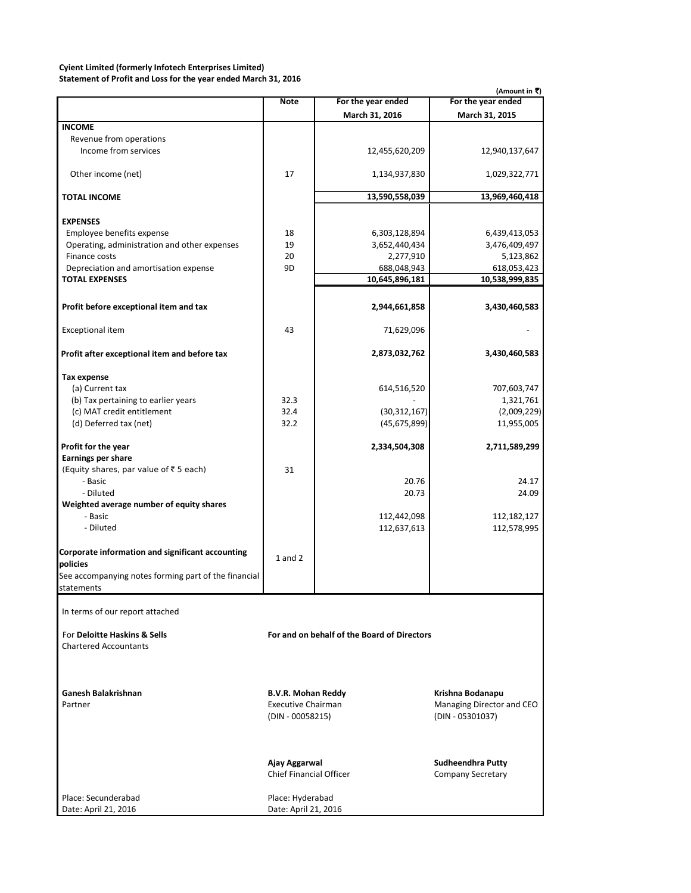**Cyient Limited (formerly Infotech Enterprises Limited)**
**Statement of Profit and Loss for the year ended March 31, 2016**

(Amount in ₹)

| | Note | For the year ended March 31, 2016 | For the year ended March 31, 2015 |
|---|---|---|---|
| **INCOME** | | | |
| Revenue from operations | | | |
| Income from services | | 12,455,620,209 | 12,940,137,647 |
| Other income (net) | 17 | 1,134,937,830 | 1,029,322,771 |
| **TOTAL INCOME** | | **13,590,558,039** | **13,969,460,418** |
| **EXPENSES** | | | |
| Employee benefits expense | 18 | 6,303,128,894 | 6,439,413,053 |
| Operating, administration and other expenses | 19 | 3,652,440,434 | 3,476,409,497 |
| Finance costs | 20 | 2,277,910 | 5,123,862 |
| Depreciation and amortisation expense | 9D | 688,048,943 | 618,053,423 |
| **TOTAL EXPENSES** | | **10,645,896,181** | **10,538,999,835** |
| **Profit before exceptional item and tax** | | **2,944,661,858** | **3,430,460,583** |
| Exceptional item | 43 | 71,629,096 | - |
| **Profit after exceptional item and before tax** | | **2,873,032,762** | **3,430,460,583** |
| **Tax expense** | | | |
| (a) Current tax | | 614,516,520 | 707,603,747 |
| (b) Tax pertaining to earlier years | 32.3 | - | 1,321,761 |
| (c) MAT credit entitlement | 32.4 | (30,312,167) | (2,009,229) |
| (d) Deferred tax (net) | 32.2 | (45,675,899) | 11,955,005 |
| **Profit for the year** | | **2,334,504,308** | **2,711,589,299** |
| **Earnings per share** | | | |
| (Equity shares, par value of ₹ 5 each) | 31 | | |
| - Basic | | 20.76 | 24.17 |
| - Diluted | | 20.73 | 24.09 |
| **Weighted average number of equity shares** | | | |
| - Basic | | 112,442,098 | 112,182,127 |
| - Diluted | | 112,637,613 | 112,578,995 |
| **Corporate information and significant accounting policies** | 1 and 2 | | |
| See accompanying notes forming part of the financial statements | | | |

In terms of our report attached

For **Deloitte Haskins & Sells**
Chartered Accountants

**For and on behalf of the Board of Directors**

**Ganesh Balakrishnan**
Partner

**B.V.R. Mohan Reddy**
Executive Chairman
(DIN - 00058215)

**Krishna Bodanapu**
Managing Director and CEO
(DIN - 05301037)

**Ajay Aggarwal**
Chief Financial Officer

**Sudheendhra Putty**
Company Secretary

Place: Secunderabad
Date: April 21, 2016

Place: Hyderabad
Date: April 21, 2016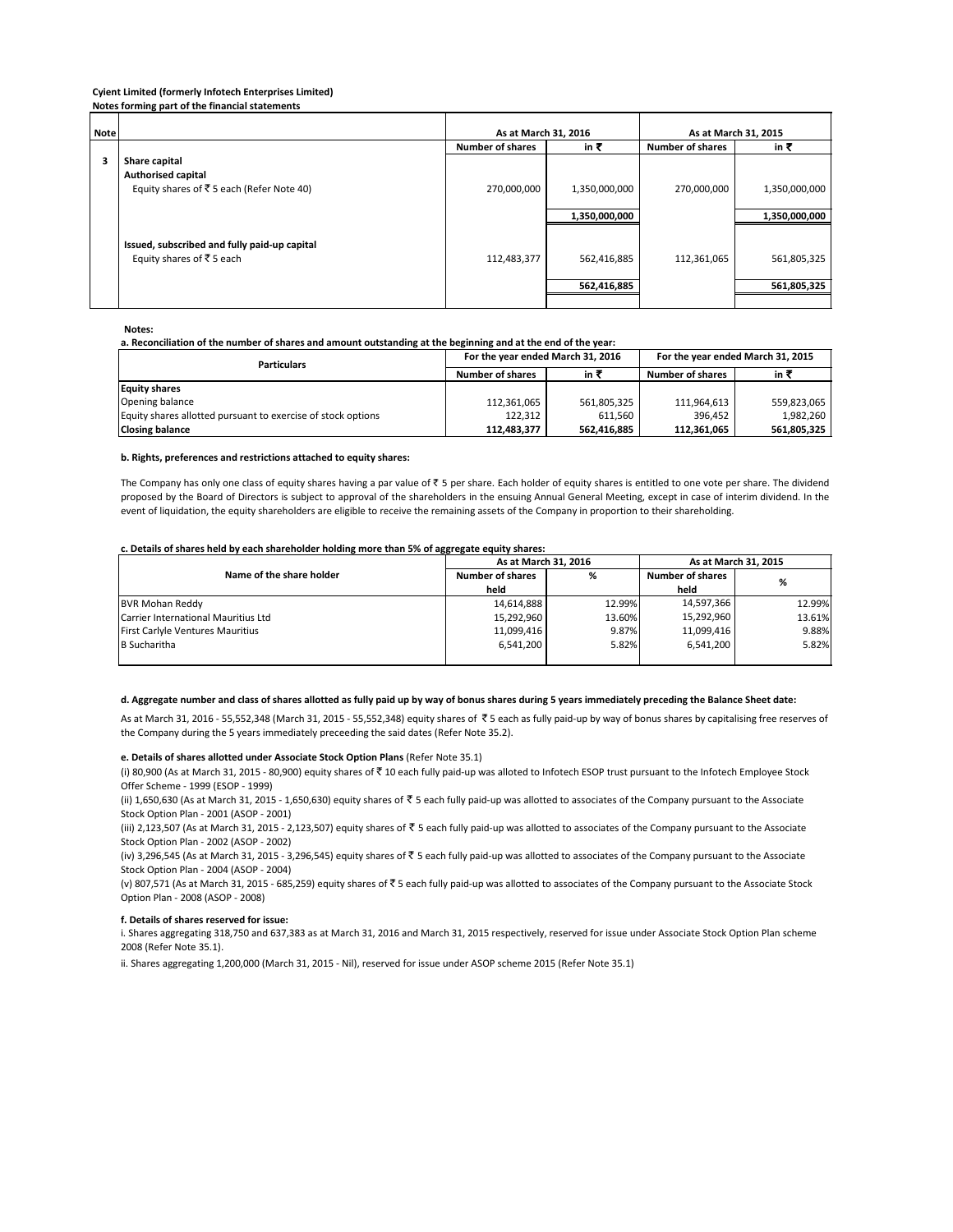**Cyient Limited (formerly Infotech Enterprises Limited)**
**Notes forming part of the financial statements**

| Note | | As at March 31, 2016 | | As at March 31, 2015 | |
|---|---|---|---|---|---|
| | | Number of shares | in ₹ | Number of shares | in ₹ |
| 3 | **Share capital** | | | | |
| | **Authorised capital** | | | | |
| | Equity shares of ₹ 5 each (Refer Note 40) | 270,000,000 | 1,350,000,000 | 270,000,000 | 1,350,000,000 |
| | | | **1,350,000,000** | | **1,350,000,000** |
| | **Issued, subscribed and fully paid-up capital** | | | | |
| | Equity shares of ₹ 5 each | 112,483,377 | 562,416,885 | 112,361,065 | 561,805,325 |
| | | | **562,416,885** | | **561,805,325** |

**Notes:**

**a. Reconciliation of the number of shares and amount outstanding at the beginning and at the end of the year:**

| Particulars | For the year ended March 31, 2016 | | For the year ended March 31, 2015 | |
|---|---|---|---|---|
| | Number of shares | in ₹ | Number of shares | in ₹ |
| **Equity shares** | | | | |
| Opening balance | 112,361,065 | 561,805,325 | 111,964,613 | 559,823,065 |
| Equity shares allotted pursuant to exercise of stock options | 122,312 | 611,560 | 396,452 | 1,982,260 |
| **Closing balance** | **112,483,377** | **562,416,885** | **112,361,065** | **561,805,325** |

**b. Rights, preferences and restrictions attached to equity shares:**

The Company has only one class of equity shares having a par value of ₹ 5 per share. Each holder of equity shares is entitled to one vote per share. The dividend proposed by the Board of Directors is subject to approval of the shareholders in the ensuing Annual General Meeting, except in case of interim dividend. In the event of liquidation, the equity shareholders are eligible to receive the remaining assets of the Company in proportion to their shareholding.

**c. Details of shares held by each shareholder holding more than 5% of aggregate equity shares:**

| Name of the share holder | As at March 31, 2016 | | As at March 31, 2015 | |
|---|---|---|---|---|
| | Number of shares held | % | Number of shares held | % |
| BVR Mohan Reddy | 14,614,888 | 12.99% | 14,597,366 | 12.99% |
| Carrier International Mauritius Ltd | 15,292,960 | 13.60% | 15,292,960 | 13.61% |
| First Carlyle Ventures Mauritius | 11,099,416 | 9.87% | 11,099,416 | 9.88% |
| B Sucharitha | 6,541,200 | 5.82% | 6,541,200 | 5.82% |

**d. Aggregate number and class of shares allotted as fully paid up by way of bonus shares during 5 years immediately preceding the Balance Sheet date:**

As at March 31, 2016 - 55,552,348 (March 31, 2015 - 55,552,348) equity shares of ₹ 5 each as fully paid-up by way of bonus shares by capitalising free reserves of the Company during the 5 years immediately preceeding the said dates (Refer Note 35.2).

**e. Details of shares allotted under Associate Stock Option Plans** (Refer Note 35.1)

(i) 80,900 (As at March 31, 2015 - 80,900) equity shares of ₹ 10 each fully paid-up was alloted to Infotech ESOP trust pursuant to the Infotech Employee Stock Offer Scheme - 1999 (ESOP - 1999)

(ii) 1,650,630 (As at March 31, 2015 - 1,650,630) equity shares of ₹ 5 each fully paid-up was allotted to associates of the Company pursuant to the Associate Stock Option Plan - 2001 (ASOP - 2001)

(iii) 2,123,507 (As at March 31, 2015 - 2,123,507) equity shares of ₹ 5 each fully paid-up was allotted to associates of the Company pursuant to the Associate Stock Option Plan - 2002 (ASOP - 2002)

(iv) 3,296,545 (As at March 31, 2015 - 3,296,545) equity shares of ₹ 5 each fully paid-up was allotted to associates of the Company pursuant to the Associate Stock Option Plan - 2004 (ASOP - 2004)

(v) 807,571 (As at March 31, 2015 - 685,259) equity shares of ₹ 5 each fully paid-up was allotted to associates of the Company pursuant to the Associate Stock Option Plan - 2008 (ASOP - 2008)

**f. Details of shares reserved for issue:**

i. Shares aggregating 318,750 and 637,383 as at March 31, 2016 and March 31, 2015 respectively, reserved for issue under Associate Stock Option Plan scheme 2008 (Refer Note 35.1).

ii. Shares aggregating 1,200,000 (March 31, 2015 - Nil), reserved for issue under ASOP scheme 2015 (Refer Note 35.1)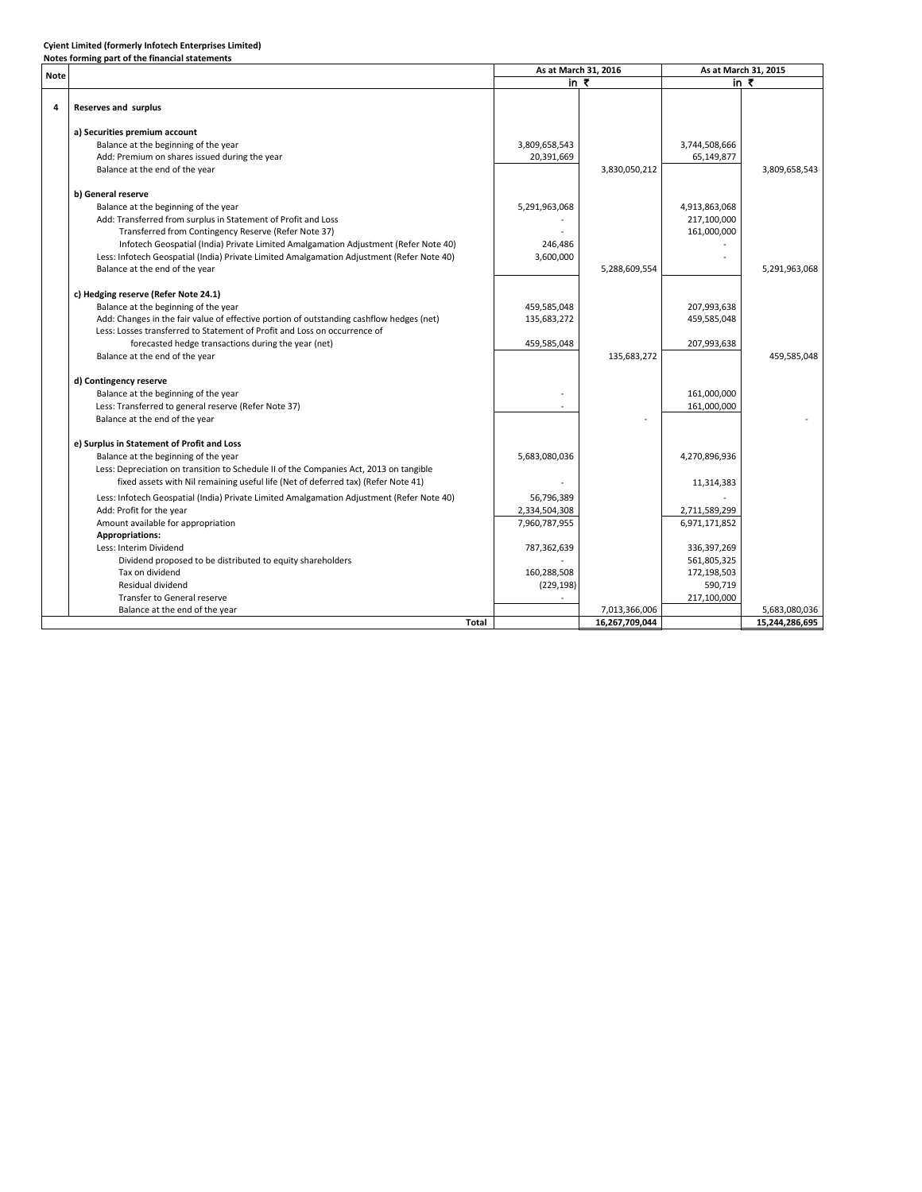**Cyient Limited (formerly Infotech Enterprises Limited)**
**Notes forming part of the financial statements**

| Note | | As at March 31, 2016 | | As at March 31, 2015 | |
|---|---|---|---|---|---|
| | | in ₹ | | in ₹ | |
| **4** | **Reserves and surplus** | | | | |
| | **a) Securities premium account** | | | | |
| | Balance at the beginning of the year | 3,809,658,543 | | 3,744,508,666 | |
| | Add: Premium on shares issued during the year | 20,391,669 | | 65,149,877 | |
| | Balance at the end of the year | | 3,830,050,212 | | 3,809,658,543 |
| | **b) General reserve** | | | | |
| | Balance at the beginning of the year | 5,291,963,068 | | 4,913,863,068 | |
| | Add: Transferred from surplus in Statement of Profit and Loss | - | | 217,100,000 | |
| | Transferred from Contingency Reserve (Refer Note 37) | - | | 161,000,000 | |
| | Infotech Geospatial (India) Private Limited Amalgamation Adjustment (Refer Note 40) | 246,486 | | - | |
| | Less: Infotech Geospatial (India) Private Limited Amalgamation Adjustment (Refer Note 40) | 3,600,000 | | - | |
| | Balance at the end of the year | | 5,288,609,554 | | 5,291,963,068 |
| | **c) Hedging reserve (Refer Note 24.1)** | | | | |
| | Balance at the beginning of the year | 459,585,048 | | 207,993,638 | |
| | Add: Changes in the fair value of effective portion of outstanding cashflow hedges (net) | 135,683,272 | | 459,585,048 | |
| | Less: Losses transferred to Statement of Profit and Loss on occurrence of forecasted hedge transactions during the year (net) | 459,585,048 | | 207,993,638 | |
| | Balance at the end of the year | | 135,683,272 | | 459,585,048 |
| | **d) Contingency reserve** | | | | |
| | Balance at the beginning of the year | - | | 161,000,000 | |
| | Less: Transferred to general reserve (Refer Note 37) | - | | 161,000,000 | |
| | Balance at the end of the year | | - | | - |
| | **e) Surplus in Statement of Profit and Loss** | | | | |
| | Balance at the beginning of the year | 5,683,080,036 | | 4,270,896,936 | |
| | Less: Depreciation on transition to Schedule II of the Companies Act, 2013 on tangible fixed assets with Nil remaining useful life (Net of deferred tax) (Refer Note 41) | - | | 11,314,383 | |
| | Less: Infotech Geospatial (India) Private Limited Amalgamation Adjustment (Refer Note 40) | 56,796,389 | | - | |
| | Add: Profit for the year | 2,334,504,308 | | 2,711,589,299 | |
| | Amount available for appropriation | 7,960,787,955 | | 6,971,171,852 | |
| | **Appropriations:** | | | | |
| | Less: Interim Dividend | 787,362,639 | | 336,397,269 | |
| | Dividend proposed to be distributed to equity shareholders | - | | 561,805,325 | |
| | Tax on dividend | 160,288,508 | | 172,198,503 | |
| | Residual dividend | (229,198) | | 590,719 | |
| | Transfer to General reserve | - | | 217,100,000 | |
| | Balance at the end of the year | | 7,013,366,006 | | 5,683,080,036 |
| | **Total** | | **16,267,709,044** | | **15,244,286,695** |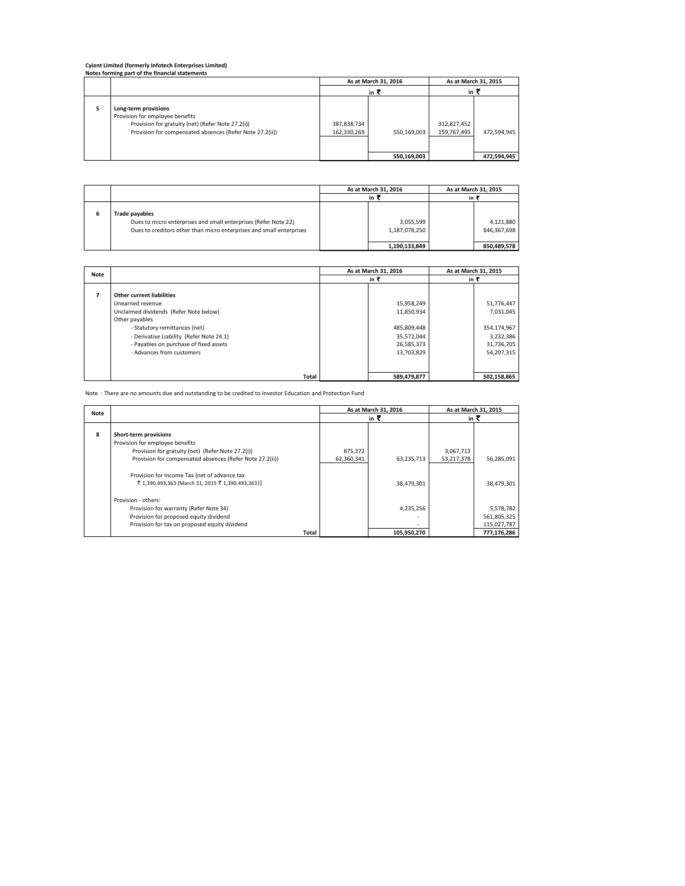**Cyient Limited (formerly Infotech Enterprises Limited)**
**Notes forming part of the financial statements**

| | | As at March 31, 2016 | | As at March 31, 2015 | |
|---|---|---|---|---|---|
| | | in ₹ | | in ₹ | |
| 5 | **Long-term provisions** | | | | |
| | Provision for employee benefits | | | | |
| | Provision for gratuity (net) (Refer Note 27.2(i)) | 387,838,734 | | 312,827,452 | |
| | Provision for compensated absences (Refer Note 27.2(ii)) | 162,330,269 | 550,169,003 | 159,767,493 | 472,594,945 |
| | | | **550,169,003** | | **472,594,945** |

| | | As at March 31, 2016 | | As at March 31, 2015 | |
|---|---|---|---|---|---|
| | | in ₹ | | in ₹ | |
| 6 | **Trade payables** | | | | |
| | Dues to micro enterprises and small enterprises (Refer Note 22) | | 3,055,599 | | 4,121,880 |
| | Dues to creditors other than micro enterprises and small enterprises | | 1,187,078,250 | | 846,367,698 |
| | | | **1,190,133,849** | | **850,489,578** |

| Note | | As at March 31, 2016 | | As at March 31, 2015 | |
|---|---|---|---|---|---|
| | | in ₹ | | in ₹ | |
| 7 | **Other current liabilities** | | | | |
| | Unearned revenue | | 15,958,249 | | 51,776,447 |
| | Unclaimed dividends (Refer Note below) | | 11,850,934 | | 7,031,045 |
| | Other payables | | | | |
| | - Statutory remittances (net) | | 485,809,448 | | 354,174,967 |
| | - Derivative Liability (Refer Note 24.1) | | 35,572,044 | | 3,232,386 |
| | - Payables on purchase of fixed assets | | 26,585,373 | | 31,736,705 |
| | - Advances from customers | | 13,703,829 | | 54,207,315 |
| | **Total** | | **589,479,877** | | **502,158,865** |

Note : There are no amounts due and outstanding to be credited to Investor Education and Protection Fund

| Note | | As at March 31, 2016 | | As at March 31, 2015 | |
|---|---|---|---|---|---|
| | | in ₹ | | in ₹ | |
| 8 | **Short-term provisions** | | | | |
| | Provision for employee benefits | | | | |
| | Provision for gratuity (net) (Refer Note 27.2(i)) | 875,372 | | 3,067,713 | |
| | Provision for compensated absences (Refer Note 27.2(ii)) | 62,360,341 | 63,235,713 | 53,217,378 | 56,285,091 |
| | Provision for Income Tax [net of advance tax ₹ 1,390,493,363 (March 31, 2015 ₹ 1,390,493,363)] | | 38,479,301 | | 38,479,301 |
| | Provision - others: | | | | |
| | Provision for warranty (Refer Note 34) | | 4,235,256 | | 5,578,782 |
| | Provision for proposed equity dividend | | - | | 561,805,325 |
| | Provision for tax on proposed equity dividend | | - | | 115,027,787 |
| | **Total** | | **105,950,270** | | **777,176,286** |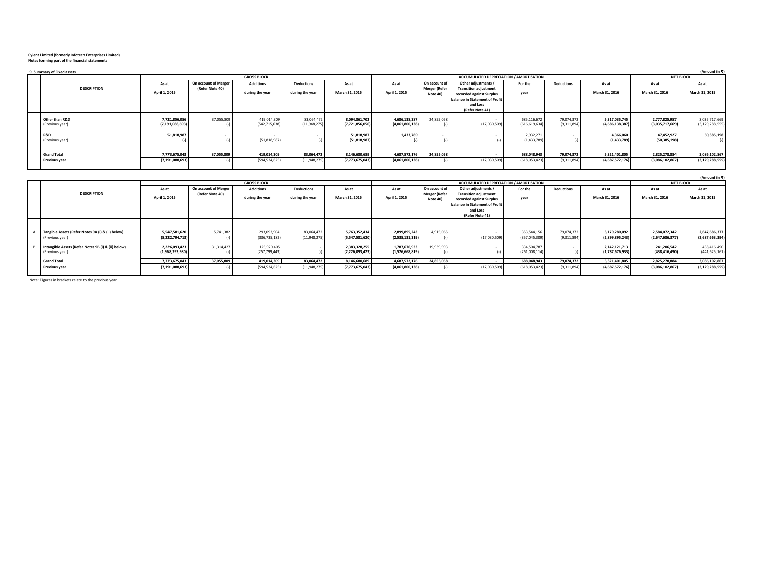**Cyient Limited (formerly Infotech Enterprises Limited)**
**Notes forming part of the financial statements**

**9. Summary of Fixed assets**

(Amount in ₹)

| DESCRIPTION | GROSS BLOCK | | | | | ACCUMULATED DEPRECIATION / AMORTISATION | | | | | | NET BLOCK | |
|---|---|---|---|---|---|---|---|---|---|---|---|---|---|
| | As at April 1, 2015 | On account of Merger (Refer Note 40) | Additions during the year | Deductions during the year | As at March 31, 2016 | As at April 1, 2015 | On account of Merger (Refer Note 40) | Other adjustments / Transition adjustment recorded against Surplus balance in Statement of Profit and Loss (Refer Note 41) | For the year | Deductions | As at March 31, 2016 | As at March 31, 2016 | As at March 31, 2015 |
| **Other than R&D** | **7,721,856,056** | 37,055,809 | 419,014,309 | 83,064,472 | **8,094,861,702** | **4,686,138,387** | 24,855,058 | - | 685,116,672 | 79,074,372 | **5,317,035,745** | **2,777,825,957** | 3,035,717,669 |
| (Previous year) | **(7,191,088,693)** | (-) | (542,715,638) | (11,948,275) | **(7,721,856,056)** | **(4,061,800,138)** | (-) | (17,030,509) | (616,619,634) | (9,311,894) | **(4,686,138,387)** | **(3,035,717,669)** | (3,129,288,555) |
| **R&D** | **51,818,987** | - | - | - | **51,818,987** | **1,433,789** | - | - | 2,932,271 | - | **4,366,060** | **47,452,927** | **50,385,198** |
| (Previous year) | **(-)** | (-) | (51,818,987) | (-) | **(51,818,987)** | **(-)** | (-) | (-) | (1,433,789) | (-) | **(1,433,789)** | **(50,385,198)** | (-) |
| **Grand Total** | **7,773,675,043** | **37,055,809** | **419,014,309** | **83,064,472** | **8,146,680,689** | **4,687,572,176** | **24,855,058** | **-** | **688,048,943** | **79,074,372** | **5,321,401,805** | **2,825,278,884** | **3,086,102,867** |
| **Previous year** | **(7,191,088,693)** | (-) | (594,534,625) | (11,948,275) | **(7,773,675,043)** | **(4,061,800,138)** | (-) | (17,030,509) | (618,053,423) | (9,311,894) | **(4,687,572,176)** | **(3,086,102,867)** | **(3,129,288,555)** |

(Amount in ₹)

| | DESCRIPTION | GROSS BLOCK | | | | | ACCUMULATED DEPRECIATION / AMORTISATION | | | | | | NET BLOCK | |
|---|---|---|---|---|---|---|---|---|---|---|---|---|---|---|
| | | As at April 1, 2015 | On account of Merger (Refer Note 40) | Additions during the year | Deductions during the year | As at March 31, 2016 | As at April 1, 2015 | On account of Merger (Refer Note 40) | Other adjustments / Transition adjustment recorded against Surplus balance in Statement of Profit and Loss (Refer Note 41) | For the year | Deductions | As at March 31, 2016 | As at March 31, 2016 | As at March 31, 2015 |
| A | Tangible Assets (Refer Notes 9A (i) & (ii) below) | **5,547,581,620** | 5,741,382 | 293,093,904 | 83,064,472 | **5,763,352,434** | **2,899,895,243** | 4,915,065 | - | 353,544,156 | 79,074,372 | **3,179,280,092** | **2,584,072,342** | **2,647,686,377** |
| | (Previous year) | **(5,222,794,713)** | (-) | (336,735,182) | (11,948,275) | **(5,547,581,620)** | **(2,535,131,319)** | (-) | (17,030,509) | (357,045,309) | (9,311,894) | **(2,899,895,243)** | **(2,647,686,377)** | **(2,687,663,394)** |
| B | Intangible Assets (Refer Notes 9B (i) & (ii) below) | **2,226,093,423** | 31,314,427 | 125,920,405 | - | **2,383,328,255** | **1,787,676,933** | 19,939,993 | - | 334,504,787 | - | **2,142,121,713** | **241,206,542** | 438,416,490 |
| | (Previous year) | **(1,968,293,980)** | (-) | (257,799,443) | (-) | **(2,226,093,423)** | **(1,526,668,819)** | (-) | (-) | (261,008,114) | (-) | **(1,787,676,933)** | **(438,416,490)** | (441,625,161) |
| | **Grand Total** | **7,773,675,043** | **37,055,809** | **419,014,309** | **83,064,472** | **8,146,680,689** | **4,687,572,176** | **24,855,058** | **-** | **688,048,943** | **79,074,372** | **5,321,401,805** | **2,825,278,884** | **3,086,102,867** |
| | **Previous year** | **(7,191,088,693)** | (-) | (594,534,625) | (11,948,275) | **(7,773,675,043)** | **(4,061,800,138)** | (-) | (17,030,509) | (618,053,423) | (9,311,894) | **(4,687,572,176)** | **(3,086,102,867)** | **(3,129,288,555)** |

Note: Figures in brackets relate to the previous year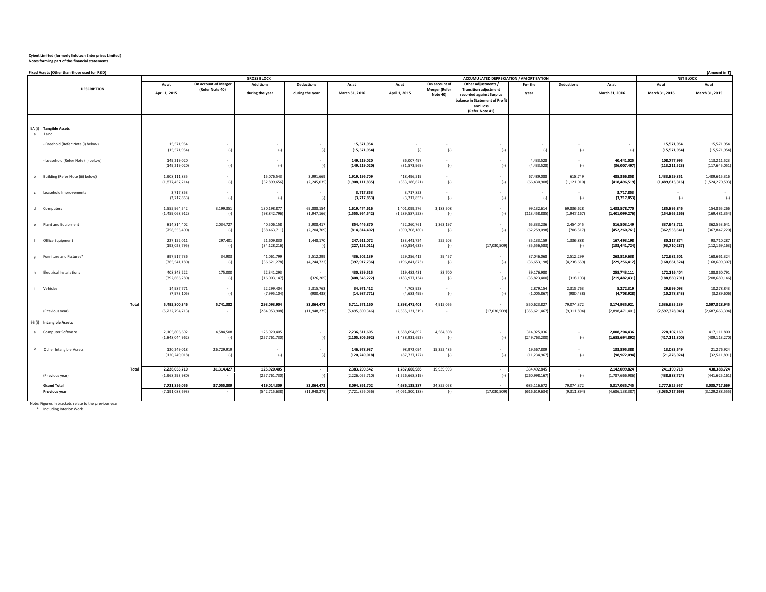**Cyient Limited (formerly Infotech Enterprises Limited)**
**Notes forming part of the financial statements**

**Fixed Assets (Other than those used for R&D)**

(Amount in ₹)

| | DESCRIPTION | GROSS BLOCK | | | | | ACCUMULATED DEPRECIATION / AMORTISATION | | | | | | NET BLOCK | |
|---|---|---|---|---|---|---|---|---|---|---|---|---|---|---|
| | | As at April 1, 2015 | On account of Merger (Refer Note 40) | Additions during the year | Deductions during the year | As at March 31, 2016 | As at April 1, 2015 | On account of Merger (Refer Note 40) | Other adjustments / Transition adjustment recorded against Surplus balance in Statement of Profit and Loss (Refer Note 41) | For the year | Deductions | As at March 31, 2016 | As at March 31, 2016 | As at March 31, 2015 |
| 9A (i) | **Tangible Assets** | | | | | | | | | | | | | |
| a | Land | | | | | | | | | | | | | |
| | - Freehold (Refer Note (i) below) | 15,571,954 | - | - | - | **15,571,954** | - | - | - | - | - | - | **15,571,954** | 15,571,954 |
| | | (15,571,954) | (-) | (-) | (-) | **(15,571,954)** | (-) | (-) | (-) | (-) | (-) | (-) | **(15,571,954)** | (15,571,954) |
| | - Leasehold (Refer Note (ii) below) | 149,219,020 | - | - | - | **149,219,020** | 36,007,497 | - | - | 4,433,528 | - | **40,441,025** | **108,777,995** | 113,211,523 |
| | | (149,219,020) | (-) | (-) | (-) | **(149,219,020)** | (31,573,969) | (-) | (-) | (4,433,528) | (-) | **(36,007,497)** | **(113,211,523)** | (117,645,051) |
| b | Building (Refer Note (iii) below) | 1,908,111,835 | - | 15,076,543 | 3,991,669 | **1,919,196,709** | 418,496,519 | - | - | 67,489,088 | 618,749 | **485,366,858** | **1,433,829,851** | 1,489,615,316 |
| | | (1,877,457,214) | (-) | (32,899,656) | (2,245,035) | **(1,908,111,835)** | (353,186,621) | (-) | (-) | (66,430,908) | (1,121,010) | **(418,496,519)** | **(1,489,615,316)** | (1,524,270,593) |
| c | Leasehold Improvements | 3,717,853 | - | - | - | **3,717,853** | 3,717,853 | - | - | - | - | **3,717,853** | - | - |
| | | (3,717,853) | (-) | (-) | (-) | **(3,717,853)** | (3,717,853) | (-) | (-) | (-) | (-) | **(3,717,853)** | (-) | (-) |
| d | Computers | 1,555,964,542 | 3,199,351 | 130,198,877 | 69,888,154 | **1,619,474,616** | 1,401,099,276 | 3,183,508 | - | 99,132,614 | 69,836,628 | **1,433,578,770** | **185,895,846** | 154,865,266 |
| | | (1,459,068,912) | (-) | (98,842,796) | (1,947,166) | **(1,555,964,542)** | (1,289,587,558) | (-) | (-) | (113,458,885) | (1,947,167) | **(1,401,099,276)** | **(154,865,266)** | (169,481,354) |
| e | Plant and Equipment | 814,814,402 | 2,034,727 | 40,506,158 | 2,908,417 | **854,446,870** | 452,260,761 | 1,363,197 | - | 65,333,236 | 2,454,045 | **516,503,149** | **337,943,721** | 362,553,641 |
| | | (758,555,400) | (-) | (58,463,711) | (2,204,709) | **(814,814,402)** | (390,708,180) | (-) | (-) | (62,259,098) | (706,517) | **(452,260,761)** | **(362,553,641)** | (367,847,220) |
| f | Office Equipment | 227,152,011 | 297,401 | 21,609,830 | 1,448,170 | **247,611,072** | 133,441,724 | 255,203 | - | 35,133,159 | 1,336,888 | **167,493,198** | **80,117,874** | 93,710,287 |
| | | (193,023,795) | (-) | (34,128,216) | (-) | **(227,152,011)** | (80,854,632) | (-) | (17,030,509) | (35,556,583) | (-) | **(133,441,724)** | **(93,710,287)** | (112,169,163) |
| g | Furniture and Fixtures* | 397,917,736 | 34,903 | 41,061,799 | 2,512,299 | **436,502,139** | 229,256,412 | 29,457 | - | 37,046,068 | 2,512,299 | **263,819,638** | **172,682,501** | 168,661,324 |
| | | (365,541,180) | (-) | (36,621,278) | (4,244,722) | **(397,917,736)** | (196,841,873) | (-) | (-) | (36,653,198) | (4,238,659) | **(229,256,412)** | **(168,661,324)** | (168,699,307) |
| h | Electrical Installations | 408,343,222 | 175,000 | 22,341,293 | - | **430,859,515** | 219,482,431 | 83,700 | - | 39,176,980 | | **258,743,111** | **172,116,404** | 188,860,791 |
| | | (392,666,280) | (-) | (16,003,147) | (326,205) | **(408,343,222)** | (183,977,134) | (-) | (-) | (35,823,400) | (318,103) | **(219,482,431)** | **(188,860,791)** | (208,689,146) |
| i | Vehicles | 14,987,771 | - | 22,299,404 | 2,315,763 | **34,971,412** | 4,708,928 | - | - | 2,879,154 | 2,315,763 | **5,272,319** | **29,699,093** | 10,278,843 |
| | | (7,973,105) | (-) | (7,995,104) | (980,438) | **(14,987,771)** | (4,683,499) | (-) | (-) | (1,005,867) | (980,438) | **(4,708,928)** | **(10,278,843)** | (3,289,606) |
| | **Total** | **5,495,800,346** | **5,741,382** | **293,093,904** | **83,064,472** | **5,711,571,160** | **2,898,471,401** | **4,915,065** | **-** | **350,623,827** | **79,074,372** | **3,174,935,921** | **2,536,635,239** | **2,597,328,945** |
| | (Previous year) | (5,222,794,713) | - | (284,953,908) | (11,948,275) | (5,495,800,346) | (2,535,131,319) | - | (17,030,509) | (355,621,467) | (9,311,894) | (2,898,471,401) | **(2,597,328,945)** | (2,687,663,394) |
| 9B (i) | **Intangible Assets** | | | | | | | | | | | | | |
| a | Computer Software | 2,105,806,692 | 4,584,508 | 125,920,405 | - | **2,236,311,605** | 1,688,694,892 | 4,584,508 | - | 314,925,036 | - | **2,008,204,436** | **228,107,169** | 417,111,800 |
| | | (1,848,044,962) | (-) | (257,761,730) | (-) | **(2,105,806,692)** | (1,438,931,692) | (-) | (-) | (249,763,200) | (-) | **(1,688,694,892)** | **(417,111,800)** | (409,113,270) |
| b | Other Intangible Assets | 120,249,018 | 26,729,919 | - | - | **146,978,937** | 98,972,094 | 15,355,485 | - | 19,567,809 | - | **133,895,388** | **13,083,549** | 21,276,924 |
| | | (120,249,018) | (-) | (-) | (-) | **(120,249,018)** | (87,737,127) | (-) | (-) | (11,234,967) | (-) | **(98,972,094)** | **(21,276,924)** | (32,511,891) |
| | **Total** | **2,226,055,710** | **31,314,427** | **125,920,405** | **-** | **2,383,290,542** | **1,787,666,986** | **19,939,993** | **-** | **334,492,845** | **-** | **2,142,099,824** | **241,190,718** | **438,388,724** |
| | (Previous year) | (1,968,293,980) | - | (257,761,730) | (-) | (2,226,055,710) | (1,526,668,819) | | (-) | (260,998,167) | (-) | (1,787,666,986) | **(438,388,724)** | (441,625,161) |
| | **Grand Total** | **7,721,856,056** | **37,055,809** | **419,014,309** | **83,064,472** | **8,094,861,702** | **4,686,138,387** | **24,855,058** | **-** | **685,116,672** | **79,074,372** | **5,317,035,745** | **2,777,825,957** | **3,035,717,669** |
| | **Previous year** | (7,191,088,693) | - | (542,715,638) | (11,948,275) | (7,721,856,056) | (4,061,800,138) | (-) | (17,030,509) | (616,619,634) | (9,311,894) | (4,686,138,387) | **(3,035,717,669)** | (3,129,288,555) |

Note: Figures in brackets relate to the previous year

\* Including Interior Work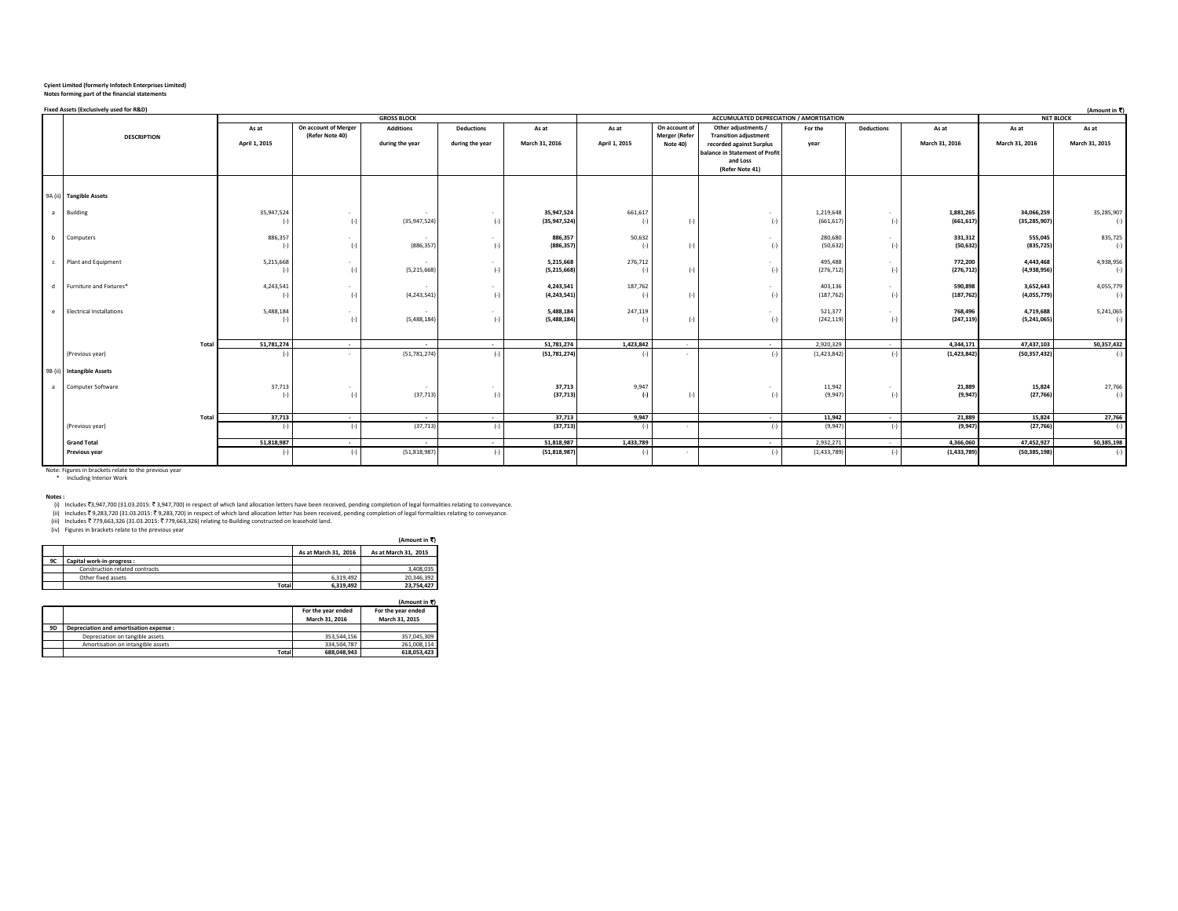**Cyient Limited (formerly Infotech Enterprises Limited)**
**Notes forming part of the financial statements**

**Fixed Assets (Exclusively used for R&D)**

(Amount in ₹)

| | DESCRIPTION | GROSS BLOCK | | | | | ACCUMULATED DEPRECIATION / AMORTISATION | | | | | | NET BLOCK | |
|---|---|---|---|---|---|---|---|---|---|---|---|---|---|---|
| | | As at April 1, 2015 | On account of Merger (Refer Note 40) | Additions during the year | Deductions during the year | As at March 31, 2016 | As at April 1, 2015 | On account of Merger (Refer Note 40) | Other adjustments / Transition adjustment recorded against Surplus balance in Statement of Profit and Loss (Refer Note 41) | For the year | Deductions | As at March 31, 2016 | As at March 31, 2016 | As at March 31, 2015 |
| 9A (ii) | **Tangible Assets** | | | | | | | | | | | | | |
| a | Building | 35,947,524 | - | - | - | **35,947,524** | 661,617 | | - | 1,219,648 | - | **1,881,265** | **34,066,259** | 35,285,907 |
| | | (-) | (-) | (35,947,524) | (-) | **(35,947,524)** | (-) | (-) | (-) | (661,617) | (-) | **(661,617)** | **(35,285,907)** | (-) |
| b | Computers | 886,357 | - | - | - | **886,357** | 50,632 | | - | 280,680 | - | **331,312** | **555,045** | 835,725 |
| | | (-) | (-) | (886,357) | (-) | **(886,357)** | (-) | (-) | (-) | (50,632) | (-) | **(50,632)** | **(835,725)** | (-) |
| c | Plant and Equipment | 5,215,668 | - | - | - | **5,215,668** | 276,712 | | - | 495,488 | - | **772,200** | **4,443,468** | 4,938,956 |
| | | (-) | (-) | (5,215,668) | (-) | **(5,215,668)** | (-) | (-) | (-) | (276,712) | (-) | **(276,712)** | **(4,938,956)** | (-) |
| d | Furniture and Fixtures* | 4,243,541 | - | - | - | **4,243,541** | 187,762 | | - | 403,136 | - | **590,898** | **3,652,643** | 4,055,779 |
| | | (-) | (-) | (4,243,541) | (-) | **(4,243,541)** | (-) | (-) | (-) | (187,762) | (-) | **(187,762)** | **(4,055,779)** | (-) |
| e | Electrical Installations | 5,488,184 | - | - | - | **5,488,184** | 247,119 | | - | 521,377 | - | **768,496** | **4,719,688** | 5,241,065 |
| | | (-) | (-) | (5,488,184) | (-) | **(5,488,184)** | (-) | (-) | (-) | (242,119) | (-) | **(247,119)** | **(5,241,065)** | (-) |
| | **Total** | **51,781,274** | - | - | - | **51,781,274** | **1,423,842** | - | - | 2,920,329 | - | **4,344,171** | **47,437,103** | **50,357,432** |
| | (Previous year) | (-) | - | (51,781,274) | (-) | **(51,781,274)** | (-) | - | (-) | (1,423,842) | (-) | **(1,423,842)** | **(50,357,432)** | (-) |
| 9B (ii) | **Intangible Assets** | | | | | | | | | | | | | |
| a | Computer Software | 37,713 | - | - | - | **37,713** | 9,947 | | - | 11,942 | - | **21,889** | **15,824** | 27,766 |
| | | (-) | (-) | (37,713) | (-) | **(37,713)** | (-) | (-) | (-) | (9,947) | (-) | **(9,947)** | **(27,766)** | (-) |
| | **Total** | **37,713** | - | - | - | **37,713** | **9,947** | | - | 11,942 | - | **21,889** | **15,824** | **27,766** |
| | (Previous year) | (-) | (-) | (37,713) | (-) | **(37,713)** | (-) | - | (-) | (9,947) | (-) | **(9,947)** | **(27,766)** | (-) |
| | **Grand Total** | **51,818,987** | - | - | - | **51,818,987** | **1,433,789** | | - | 2,932,271 | - | **4,366,060** | **47,452,927** | **50,385,198** |
| | **Previous year** | (-) | (-) | (51,818,987) | (-) | **(51,818,987)** | (-) | - | (-) | (1,433,789) | (-) | **(1,433,789)** | **(50,385,198)** | (-) |

Note: Figures in brackets relate to the previous year
\* Including Interior Work

**Notes :**

(i) Includes ₹3,947,700 (31.03.2015: ₹ 3,947,700) in respect of which land allocation letters have been received, pending completion of legal formalities relating to conveyance.
(ii) Includes ₹ 9,283,720 (31.03.2015: ₹ 9,283,720) in respect of which land allocation letter has been received, pending completion of legal formalities relating to conveyance.
(iii) Includes ₹ 779,663,326 (31.03.2015: ₹ 779,663,326) relating to Building constructed on leasehold land.
(iv) Figures in brackets relate to the previous year

(Amount in ₹)

| | | As at March 31, 2016 | As at March 31, 2015 |
|---|---|---|---|
| **9C** | **Capital work-in-progress :** | | |
| | Construction related contracts | - | 3,408,035 |
| | Other fixed assets | 6,319,492 | 20,346,392 |
| | **Total** | **6,319,492** | **23,754,427** |

(Amount in ₹)

| | | For the year ended March 31, 2016 | For the year ended March 31, 2015 |
|---|---|---|---|
| **9D** | **Depreciation and amortisation expense :** | | |
| | Depreciation on tangible assets | 353,544,156 | 357,045,309 |
| | Amortisation on intangible assets | 334,504,787 | 261,008,114 |
| | **Total** | **688,048,943** | **618,053,423** |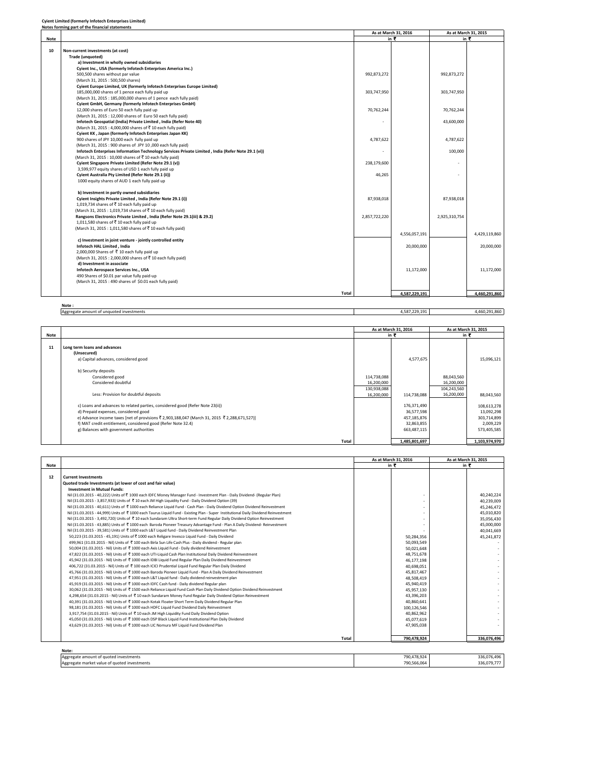**Cyient Limited (formerly Infotech Enterprises Limited)**
**Notes forming part of the financial statements**

| Note | | As at March 31, 2016 in ₹ | | As at March 31, 2015 in ₹ | |
|---|---|---|---|---|---|
| 10 | **Non-current investments (at cost)** | | | | |
| | **Trade (unquoted)** | | | | |
| | **a) Investment in wholly owned subsidiaries** | | | | |
| | **Cyient Inc., USA (formerly Infotech Enterprises America Inc.)** | | | | |
| | 500,500 shares without par value | 992,873,272 | | 992,873,272 | |
| | (March 31, 2015 : 500,500 shares) | | | | |
| | **Cyient Europe Limited, UK (formerly Infotech Enterprises Europe Limited)** | | | | |
| | 185,000,000 shares of 1 pence each fully paid up | 303,747,950 | | 303,747,950 | |
| | (March 31, 2015 : 185,000,000 shares of 1 pence each fully paid) | | | | |
| | **Cyient GmbH, Germany (formerly Infotech Enterprises GmbH)** | | | | |
| | 12,000 shares of Euro 50 each fully paid up | 70,762,244 | | 70,762,244 | |
| | (March 31, 2015 : 12,000 shares of Euro 50 each fully paid) | | | | |
| | **Infotech Geospatial (India) Private Limited , India (Refer Note 40)** | - | | 43,600,000 | |
| | (March 31, 2015 : 4,000,000 shares of ₹ 10 each fully paid) | | | | |
| | **Cyient KK , Japan (formerly Infotech Enterprises Japan KK)** | | | | |
| | 900 shares of JPY 10,000 each fully paid up | 4,787,622 | | 4,787,622 | |
| | (March 31, 2015 : 900 shares of JPY 10 ,000 each fully paid) | | | | |
| | **Infotech Enterprises Information Technology Services Private Limited , India (Refer Note 29.1 (vi))** | - | | 100,000 | |
| | (March 31, 2015 : 10,000 shares of ₹ 10 each fully paid) | | | | |
| | **Cyient Singapore Private Limited (Refer Note 29.1 (v))** | 238,179,600 | | - | |
| | 3,599,977 equity shares of USD 1 each fully paid up | | | | |
| | **Cyient Australia Pty Limited (Refer Note 29.1 (ii))** | 46,265 | | - | |
| | 1000 equity shares of AUD 1 each fully paid up | | | | |
| | **b) Investment in partly owned subsidiaries** | | | | |
| | **Cyient Insights Private Limited , India (Refer Note 29.1 (i))** | 87,938,018 | | 87,938,018 | |
| | 1,019,734 shares of ₹ 10 each fully paid up | | | | |
| | (March 31, 2015 : 1,019,734 shares of ₹ 10 each fully paid) | | | | |
| | **Rangsons Electronics Private Limited , India (Refer Note 29.1(iii) & 29.2)** | 2,857,722,220 | | 2,925,310,754 | |
| | 1,011,580 shares of ₹ 10 each fully paid up | | | | |
| | (March 31, 2015 : 1,011,580 shares of ₹ 10 each fully paid) | | 4,556,057,191 | | 4,429,119,860 |
| | **c) Investment in joint venture - jointly controlled entity** | | | | |
| | **Infotech HAL Limited , India** | | 20,000,000 | | 20,000,000 |
| | 2,000,000 Shares of ₹ 10 each fully paid up | | | | |
| | (March 31, 2015 : 2,000,000 shares of ₹ 10 each fully paid) | | | | |
| | **d) Investment in associate** | | | | |
| | **Infotech Aerospace Services Inc., USA** | | 11,172,000 | | 11,172,000 |
| | 490 Shares of $0.01 par value fully paid-up | | | | |
| | (March 31, 2015 : 490 shares of $0.01 each fully paid) | | | | |
| | **Total** | | 4,587,229,191 | | 4,460,291,860 |

**Note :**

| | | |
|---|---|---|
| Aggregate amount of unquoted investments | 4,587,229,191 | 4,460,291,860 |

| Note | | As at March 31, 2016 in ₹ | | As at March 31, 2015 in ₹ | |
|---|---|---|---|---|---|
| 11 | **Long term loans and advances** | | | | |
| | **(Unsecured)** | | | | |
| | a) Capital advances, considered good | | 4,577,675 | | 15,096,121 |
| | b) Security deposits | | | | |
| | Considered good | 114,738,088 | | 88,043,560 | |
| | Considered doubtful | 16,200,000 | | 16,200,000 | |
| | | 130,938,088 | | 104,243,560 | |
| | Less: Provision for doubtful deposits | 16,200,000 | 114,738,088 | 16,200,000 | 88,043,560 |
| | c) Loans and advances to related parties, considered good (Refer Note 23(ii)) | | 176,371,490 | | 108,613,278 |
| | d) Prepaid expenses, considered good | | 36,577,598 | | 13,092,298 |
| | e) Advance income taxes [net of provisions ₹ 2,903,188,047 (March 31, 2015 ₹ 2,288,671,527)] | | 457,185,876 | | 303,714,899 |
| | f) MAT credit entitlement, considered good (Refer Note 32.4) | | 32,863,855 | | 2,009,229 |
| | g) Balances with government authorities | | 663,487,115 | | 573,405,585 |
| | **Total** | | 1,485,801,697 | | 1,103,974,970 |

| Note | | As at March 31, 2016 in ₹ | As at March 31, 2015 in ₹ |
|---|---|---|---|
| 12 | **Current Investments** | | |
| | **Quoted trade Investments (at lower of cost and fair value)** | | |
| | **Investment in Mutual Funds:** | | |
| | Nil (31.03.2015 - 40,222) Units of ₹ 1000 each IDFC Money Manager Fund - Investment Plan - Daily Dividend- (Regular Plan) | - | 40,240,224 |
| | Nil (31.03.2015 - 3,857,933) Units of ₹ 10 each JM High Liquidity Fund - Daily Dividend Option (39) | - | 40,239,009 |
| | Nil (31.03.2015 - 40,611) Units of ₹ 1000 each Reliance Liquid Fund - Cash Plan - Daily Dividend Option Dividend Reinvestment | - | 45,246,472 |
| | Nil (31.03.2015 - 44,999) Units of ₹ 1000 each Taurus Liquid Fund - Existing Plan - Super Institutional Daily Dividend Reinvestment | - | 45,010,820 |
| | Nil (31.03.2015 - 3,492,720) Units of ₹ 10 each Sundaram Ultra Short-term Fund Regular Daily Dividend Option Reinvestment | - | 35,056,430 |
| | Nil (31.03.2015 - 43,885) Units of ₹ 1000 each Baroda Pioneer Treasury Advantage Fund - Plan A Daily Dividend- Reinvestment | - | 45,000,000 |
| | Nil (31.03.2015 - 39,581) Units of ₹ 1000 each L&T Liquid fund - Daily Dividend Reinvestment Plan | - | 40,041,669 |
| | 50,223 (31.03.2015 - 45,191) Units of ₹ 1000 each Religare Invesco Liquid Fund - Daily Dividend | 50,284,356 | 45,241,872 |
| | 499,961 (31.03.2015 - Nil) Units of ₹ 100 each Birla Sun Life Cash Plus - Daily dividend - Regular plan | 50,093,549 | - |
| | 50,004 (31.03.2015 - Nil) Units of ₹ 1000 each Axis Liquid Fund - Daily dividend Reinvestment | 50,021,648 | - |
| | 47,822 (31.03.2015 - Nil) Units of ₹ 1000 each UTI-Liquid Cash Plan Institutional Daily Dividend Reinvestment | 48,751,678 | - |
| | 45,942 (31.03.2015 - Nil) Units of ₹ 1000 each IDBI Liquid Fund Regular Plan Daily Dividend Reinvestment | 46,177,198 | - |
| | 406,722 (31.03.2015 - Nil) Units of ₹ 100 each ICICI Prudential Liquid Fund Regular Plan Daily Dividend | 40,698,051 | - |
| | 45,766 (31.03.2015 - Nil) Units of ₹ 1000 each Baroda Pioneer Liquid Fund - Plan A Daily Dividend Reinvestment | 45,817,467 | - |
| | 47,951 (31.03.2015 - Nil) Units of ₹ 1000 each L&T Liquid fund - Daily dividend reinvestment plan | 48,508,419 | - |
| | 45,919 (31.03.2015 - Nil) Units of ₹ 1000 each IDFC Cash fund - Daily dividend Regular plan | 45,940,419 | - |
| | 30,062 (31.03.2015 - Nil) Units of ₹ 1500 each Reliance Liquid Fund Cash Plan Daily Dividend Option Dividend Reinvestment | 45,957,130 | - |
| | 4,298,654 (31.03.2015 - Nil) Units of ₹ 10 each Sundaram Money Fund Regular Daily Dividend Option Reinvestment | 43,396,203 | - |
| | 40,391 (31.03.2015 - Nil) Units of ₹ 1000 each Kotak Floater Short Term Daily Dividend Regular Plan | 40,860,641 | - |
| | 98,181 (31.03.2015 - Nil) Units of ₹ 1000 each HDFC Liquid Fund Dividend Daily Reinvestment | 100,126,546 | - |
| | 3,917,754 (31.03.2015 - Nil) Units of ₹ 10 each JM High Liquidity Fund Daily Dividend Option | 40,862,962 | - |
| | 45,050 (31.03.2015 - Nil) Units of ₹ 1000 each DSP Black Liquid Fund Institutional Plan Daliy Dividend | 45,077,619 | - |
| | 43,629 (31.03.2015 - Nil) Units of ₹ 1000 each LIC Nomura MF Liquid Fund Dividend Plan | 47,905,038 | - |
| | **Total** | 790,478,924 | 336,076,496 |

**Note:**

| | | |
|---|---|---|
| Aggregate amount of quoted investments | 790,478,924 | 336,076,496 |
| Aggregate market value of quoted investments | 790,566,064 | 336,079,777 |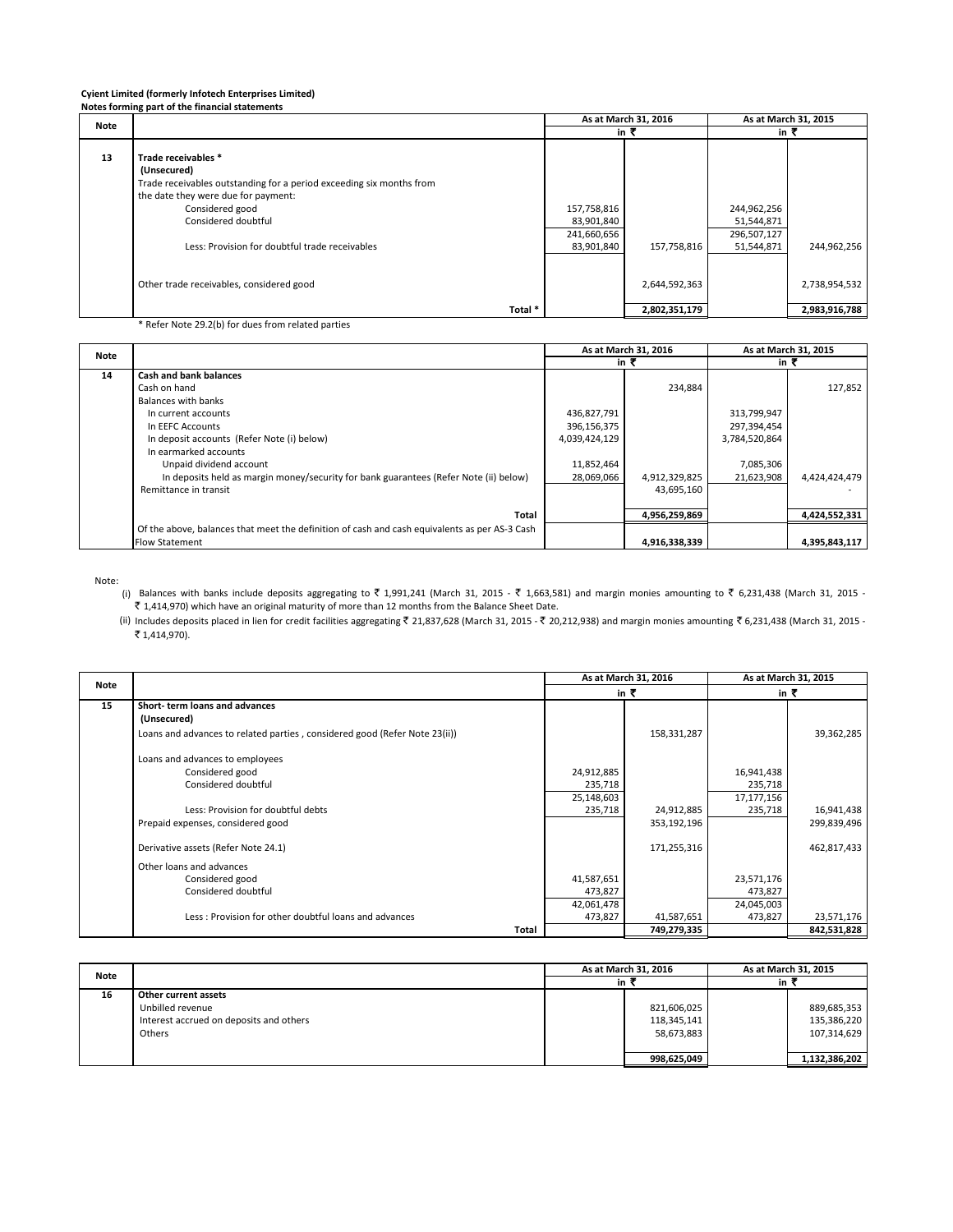**Cyient Limited (formerly Infotech Enterprises Limited)**
**Notes forming part of the financial statements**

| Note | | As at March 31, 2016 | | As at March 31, 2015 | |
|---|---|---|---|---|---|
| | | in ₹ | | in ₹ | |
| 13 | **Trade receivables *** | | | | |
| | **(Unsecured)** | | | | |
| | Trade receivables outstanding for a period exceeding six months from the date they were due for payment: | | | | |
| | Considered good | 157,758,816 | | 244,962,256 | |
| | Considered doubtful | 83,901,840 | | 51,544,871 | |
| | | 241,660,656 | | 296,507,127 | |
| | Less: Provision for doubtful trade receivables | 83,901,840 | 157,758,816 | 51,544,871 | 244,962,256 |
| | Other trade receivables, considered good | | 2,644,592,363 | | 2,738,954,532 |
| | **Total *** | | **2,802,351,179** | | **2,983,916,788** |

* Refer Note 29.2(b) for dues from related parties

| Note | | As at March 31, 2016 | | As at March 31, 2015 | |
|---|---|---|---|---|---|
| | | in ₹ | | in ₹ | |
| 14 | **Cash and bank balances** | | | | |
| | Cash on hand | | 234,884 | | 127,852 |
| | Balances with banks | | | | |
| | In current accounts | 436,827,791 | | 313,799,947 | |
| | In EEFC Accounts | 396,156,375 | | 297,394,454 | |
| | In deposit accounts (Refer Note (i) below) | 4,039,424,129 | | 3,784,520,864 | |
| | In earmarked accounts | | | | |
| | Unpaid dividend account | 11,852,464 | | 7,085,306 | |
| | In deposits held as margin money/security for bank guarantees (Refer Note (ii) below) | 28,069,066 | 4,912,329,825 | 21,623,908 | 4,424,424,479 |
| | Remittance in transit | | 43,695,160 | | - |
| | **Total** | | **4,956,259,869** | | **4,424,552,331** |
| | Of the above, balances that meet the definition of cash and cash equivalents as per AS-3 Cash Flow Statement | | **4,916,338,339** | | **4,395,843,117** |

Note:

(i) Balances with banks include deposits aggregating to ₹ 1,991,241 (March 31, 2015 - ₹ 1,663,581) and margin monies amounting to ₹ 6,231,438 (March 31, 2015 - ₹ 1,414,970) which have an original maturity of more than 12 months from the Balance Sheet Date.

(ii) Includes deposits placed in lien for credit facilities aggregating ₹ 21,837,628 (March 31, 2015 - ₹ 20,212,938) and margin monies amounting ₹ 6,231,438 (March 31, 2015 - ₹ 1,414,970).

| Note | | As at March 31, 2016 | | As at March 31, 2015 | |
|---|---|---|---|---|---|
| | | in ₹ | | in ₹ | |
| 15 | **Short- term loans and advances** | | | | |
| | **(Unsecured)** | | | | |
| | Loans and advances to related parties , considered good (Refer Note 23(ii)) | | 158,331,287 | | 39,362,285 |
| | Loans and advances to employees | | | | |
| | Considered good | 24,912,885 | | 16,941,438 | |
| | Considered doubtful | 235,718 | | 235,718 | |
| | | 25,148,603 | | 17,177,156 | |
| | Less: Provision for doubtful debts | 235,718 | 24,912,885 | 235,718 | 16,941,438 |
| | Prepaid expenses, considered good | | 353,192,196 | | 299,839,496 |
| | Derivative assets (Refer Note 24.1) | | 171,255,316 | | 462,817,433 |
| | Other loans and advances | | | | |
| | Considered good | 41,587,651 | | 23,571,176 | |
| | Considered doubtful | 473,827 | | 473,827 | |
| | | 42,061,478 | | 24,045,003 | |
| | Less : Provision for other doubtful loans and advances | 473,827 | 41,587,651 | 473,827 | 23,571,176 |
| | **Total** | | **749,279,335** | | **842,531,828** |

| Note | | As at March 31, 2016 | | As at March 31, 2015 | |
|---|---|---|---|---|---|
| | | in ₹ | | in ₹ | |
| 16 | **Other current assets** | | | | |
| | Unbilled revenue | | 821,606,025 | | 889,685,353 |
| | Interest accrued on deposits and others | | 118,345,141 | | 135,386,220 |
| | Others | | 58,673,883 | | 107,314,629 |
| | | | **998,625,049** | | **1,132,386,202** |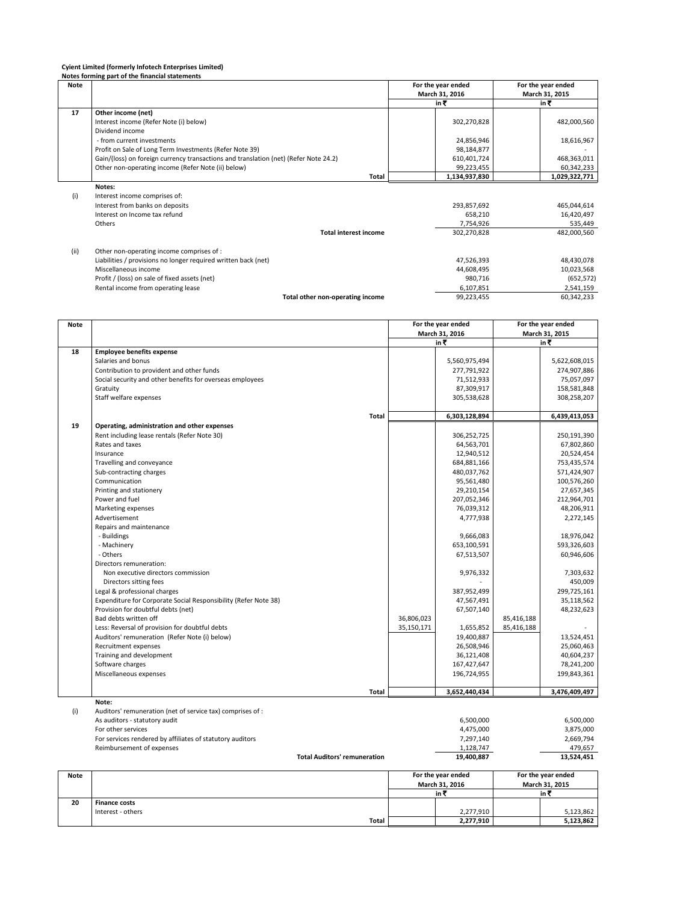**Cyient Limited (formerly Infotech Enterprises Limited)**
**Notes forming part of the financial statements**

| Note | | For the year ended March 31, 2016 | | For the year ended March 31, 2015 | |
|---|---|---|---|---|---|
| | | | in ₹ | | in ₹ |
| 17 | **Other income (net)** | | | | |
| | Interest income (Refer Note (i) below) | | 302,270,828 | | 482,000,560 |
| | Dividend income | | | | |
| | - from current investments | | 24,856,946 | | 18,616,967 |
| | Profit on Sale of Long Term Investments (Refer Note 39) | | 98,184,877 | | - |
| | Gain/(loss) on foreign currency transactions and translation (net) (Refer Note 24.2) | | 610,401,724 | | 468,363,011 |
| | Other non-operating income (Refer Note (ii) below) | | 99,223,455 | | 60,342,233 |
| | **Total** | | **1,134,937,830** | | **1,029,322,771** |
| | **Notes:** | | | | |
| (i) | Interest income comprises of: | | | | |
| | Interest from banks on deposits | | 293,857,692 | | 465,044,614 |
| | Interest on Income tax refund | | 658,210 | | 16,420,497 |
| | Others | | 7,754,926 | | 535,449 |
| | **Total interest income** | | 302,270,828 | | 482,000,560 |
| (ii) | Other non-operating income comprises of : | | | | |
| | Liabilities / provisions no longer required written back (net) | | 47,526,393 | | 48,430,078 |
| | Miscellaneous income | | 44,608,495 | | 10,023,568 |
| | Profit / (loss) on sale of fixed assets (net) | | 980,716 | | (652,572) |
| | Rental income from operating lease | | 6,107,851 | | 2,541,159 |
| | **Total other non-operating income** | | 99,223,455 | | 60,342,233 |

| Note | | For the year ended March 31, 2016 | | For the year ended March 31, 2015 | |
|---|---|---|---|---|---|
| | | | in ₹ | | in ₹ |
| 18 | **Employee benefits expense** | | | | |
| | Salaries and bonus | | 5,560,975,494 | | 5,622,608,015 |
| | Contribution to provident and other funds | | 277,791,922 | | 274,907,886 |
| | Social security and other benefits for overseas employees | | 71,512,933 | | 75,057,097 |
| | Gratuity | | 87,309,917 | | 158,581,848 |
| | Staff welfare expenses | | 305,538,628 | | 308,258,207 |
| | **Total** | | **6,303,128,894** | | **6,439,413,053** |
| 19 | **Operating, administration and other expenses** | | | | |
| | Rent including lease rentals (Refer Note 30) | | 306,252,725 | | 250,191,390 |
| | Rates and taxes | | 64,563,701 | | 67,802,860 |
| | Insurance | | 12,940,512 | | 20,524,454 |
| | Travelling and conveyance | | 684,881,166 | | 753,435,574 |
| | Sub-contracting charges | | 480,037,762 | | 571,424,907 |
| | Communication | | 95,561,480 | | 100,576,260 |
| | Printing and stationery | | 29,210,154 | | 27,657,345 |
| | Power and fuel | | 207,052,346 | | 212,964,701 |
| | Marketing expenses | | 76,039,312 | | 48,206,911 |
| | Advertisement | | 4,777,938 | | 2,272,145 |
| | Repairs and maintenance | | | | |
| | - Buildings | | 9,666,083 | | 18,976,042 |
| | - Machinery | | 653,100,591 | | 593,326,603 |
| | - Others | | 67,513,507 | | 60,946,606 |
| | Directors remuneration: | | | | |
| | Non executive directors commission | | 9,976,332 | | 7,303,632 |
| | Directors sitting fees | | - | | 450,009 |
| | Legal & professional charges | | 387,952,499 | | 299,725,161 |
| | Expenditure for Corporate Social Responsibility (Refer Note 38) | | 47,567,491 | | 35,118,562 |
| | Provision for doubtful debts (net) | | 67,507,140 | | 48,232,623 |
| | Bad debts written off | 36,806,023 | | 85,416,188 | |
| | Less: Reversal of provision for doubtful debts | 35,150,171 | 1,655,852 | 85,416,188 | - |
| | Auditors' remuneration (Refer Note (i) below) | | 19,400,887 | | 13,524,451 |
| | Recruitment expenses | | 26,508,946 | | 25,060,463 |
| | Training and development | | 36,121,408 | | 40,604,237 |
| | Software charges | | 167,427,647 | | 78,241,200 |
| | Miscellaneous expenses | | 196,724,955 | | 199,843,361 |
| | **Total** | | **3,652,440,434** | | **3,476,409,497** |
| | **Note:** | | | | |
| (i) | Auditors' remuneration (net of service tax) comprises of : | | | | |
| | As auditors - statutory audit | | 6,500,000 | | 6,500,000 |
| | For other services | | 4,475,000 | | 3,875,000 |
| | For services rendered by affiliates of statutory auditors | | 7,297,140 | | 2,669,794 |
| | Reimbursement of expenses | | 1,128,747 | | 479,657 |
| | **Total Auditors' remuneration** | | **19,400,887** | | **13,524,451** |

| Note | | For the year ended March 31, 2016 | | For the year ended March 31, 2015 | |
|---|---|---|---|---|---|
| | | | in ₹ | | in ₹ |
| 20 | **Finance costs** | | | | |
| | Interest - others | | 2,277,910 | | 5,123,862 |
| | **Total** | | **2,277,910** | | **5,123,862** |